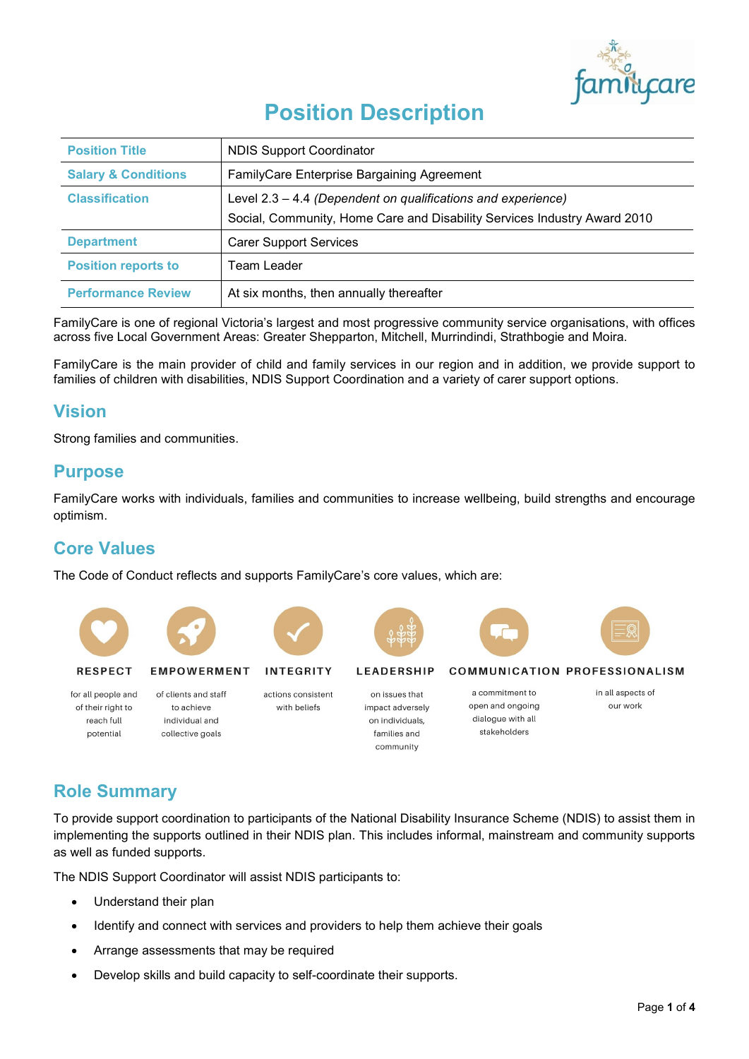# Position Description

| Position Title | NDIS Support Coordinator |
|---|---|
| Salary & Conditions | FamilyCare Enterprise Bargaining Agreement |
| Classification | Level 2.3 – 4.4 *(Dependent on qualifications and experience)*<br>Social, Community, Home Care and Disability Services Industry Award 2010 |
| Department | Carer Support Services |
| Position reports to | Team Leader |
| Performance Review | At six months, then annually thereafter |

FamilyCare is one of regional Victoria's largest and most progressive community service organisations, with offices across five Local Government Areas: Greater Shepparton, Mitchell, Murrindindi, Strathbogie and Moira.

FamilyCare is the main provider of child and family services in our region and in addition, we provide support to families of children with disabilities, NDIS Support Coordination and a variety of carer support options.

## Vision

Strong families and communities.

## Purpose

FamilyCare works with individuals, families and communities to increase wellbeing, build strengths and encourage optimism.

## Core Values

The Code of Conduct reflects and supports FamilyCare's core values, which are:

- **RESPECT** for all people and of their right to reach full potential
- **EMPOWERMENT** of clients and staff to achieve individual and collective goals
- **INTEGRITY** actions consistent with beliefs
- **LEADERSHIP** on issues that impact adversely on individuals, families and community
- **COMMUNICATION** a commitment to open and ongoing dialogue with all stakeholders
- **PROFESSIONALISM** in all aspects of our work

## Role Summary

To provide support coordination to participants of the National Disability Insurance Scheme (NDIS) to assist them in implementing the supports outlined in their NDIS plan. This includes informal, mainstream and community supports as well as funded supports.

The NDIS Support Coordinator will assist NDIS participants to:

- Understand their plan
- Identify and connect with services and providers to help them achieve their goals
- Arrange assessments that may be required
- Develop skills and build capacity to self-coordinate their supports.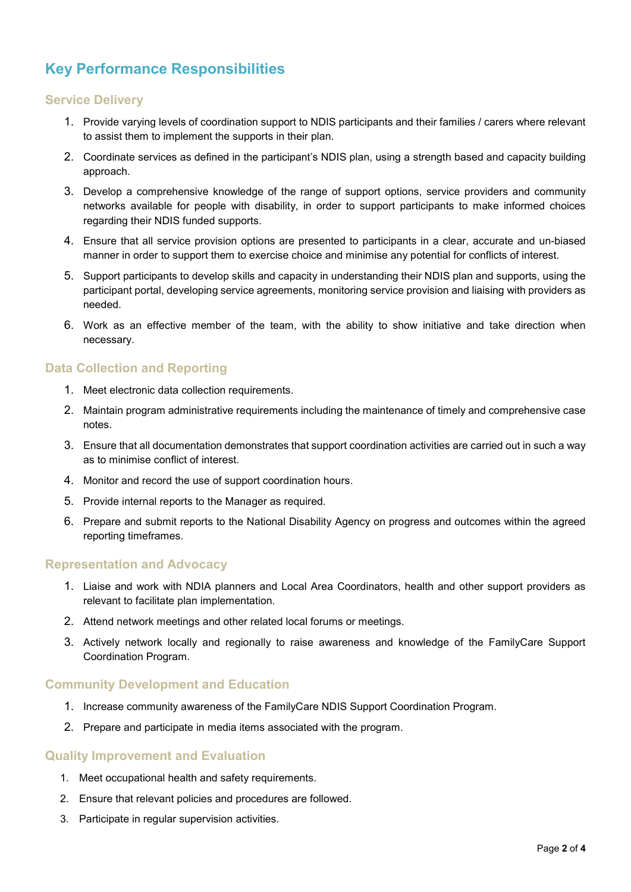## Key Performance Responsibilities

### Service Delivery

1. Provide varying levels of coordination support to NDIS participants and their families / carers where relevant to assist them to implement the supports in their plan.
2. Coordinate services as defined in the participant's NDIS plan, using a strength based and capacity building approach.
3. Develop a comprehensive knowledge of the range of support options, service providers and community networks available for people with disability, in order to support participants to make informed choices regarding their NDIS funded supports.
4. Ensure that all service provision options are presented to participants in a clear, accurate and un-biased manner in order to support them to exercise choice and minimise any potential for conflicts of interest.
5. Support participants to develop skills and capacity in understanding their NDIS plan and supports, using the participant portal, developing service agreements, monitoring service provision and liaising with providers as needed.
6. Work as an effective member of the team, with the ability to show initiative and take direction when necessary.

### Data Collection and Reporting

1. Meet electronic data collection requirements.
2. Maintain program administrative requirements including the maintenance of timely and comprehensive case notes.
3. Ensure that all documentation demonstrates that support coordination activities are carried out in such a way as to minimise conflict of interest.
4. Monitor and record the use of support coordination hours.
5. Provide internal reports to the Manager as required.
6. Prepare and submit reports to the National Disability Agency on progress and outcomes within the agreed reporting timeframes.

### Representation and Advocacy

1. Liaise and work with NDIA planners and Local Area Coordinators, health and other support providers as relevant to facilitate plan implementation.
2. Attend network meetings and other related local forums or meetings.
3. Actively network locally and regionally to raise awareness and knowledge of the FamilyCare Support Coordination Program.

### Community Development and Education

1. Increase community awareness of the FamilyCare NDIS Support Coordination Program.
2. Prepare and participate in media items associated with the program.

### Quality Improvement and Evaluation

1. Meet occupational health and safety requirements.
2. Ensure that relevant policies and procedures are followed.
3. Participate in regular supervision activities.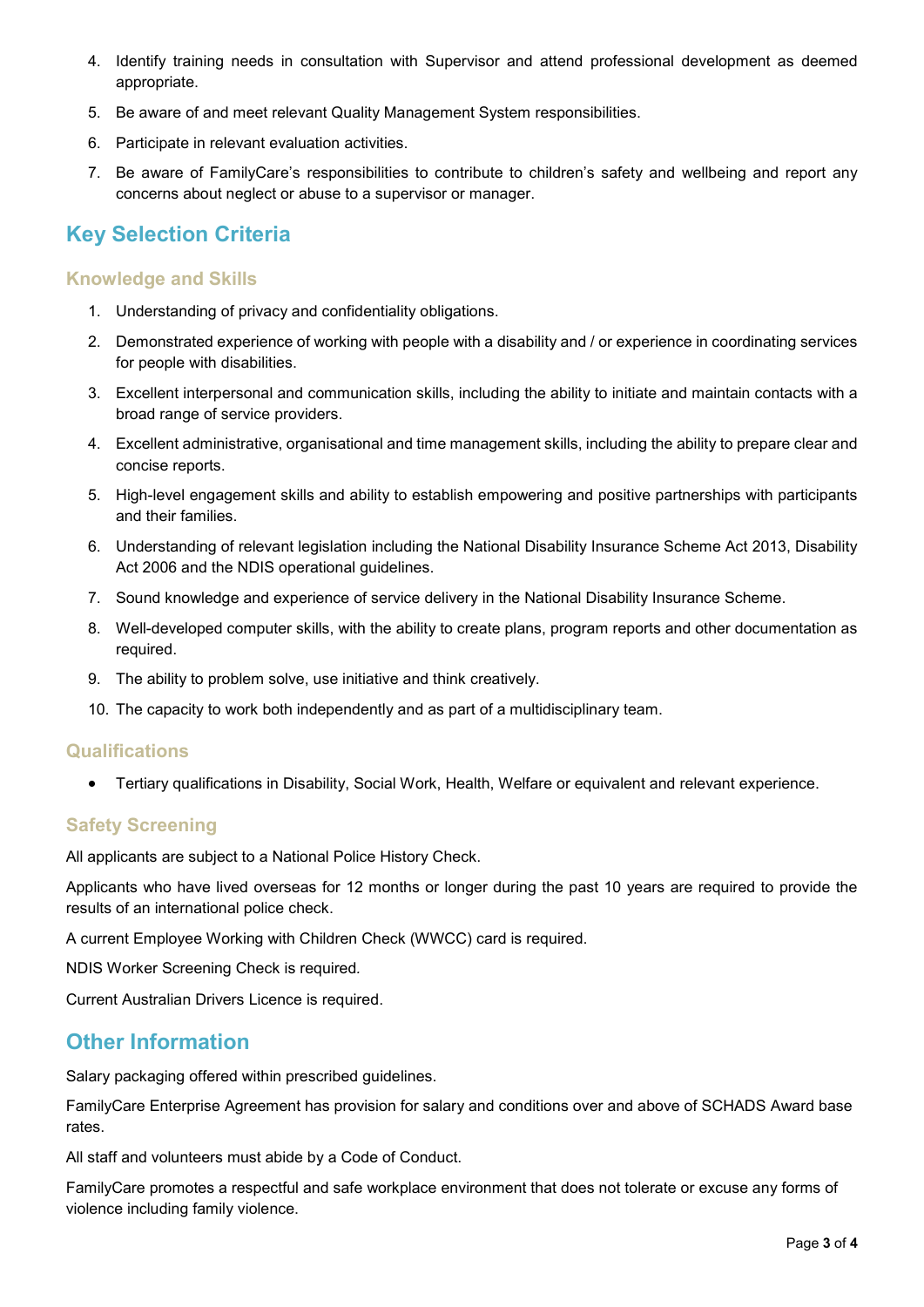4. Identify training needs in consultation with Supervisor and attend professional development as deemed appropriate.
5. Be aware of and meet relevant Quality Management System responsibilities.
6. Participate in relevant evaluation activities.
7. Be aware of FamilyCare's responsibilities to contribute to children's safety and wellbeing and report any concerns about neglect or abuse to a supervisor or manager.

## Key Selection Criteria

### Knowledge and Skills

1. Understanding of privacy and confidentiality obligations.
2. Demonstrated experience of working with people with a disability and / or experience in coordinating services for people with disabilities.
3. Excellent interpersonal and communication skills, including the ability to initiate and maintain contacts with a broad range of service providers.
4. Excellent administrative, organisational and time management skills, including the ability to prepare clear and concise reports.
5. High-level engagement skills and ability to establish empowering and positive partnerships with participants and their families.
6. Understanding of relevant legislation including the National Disability Insurance Scheme Act 2013, Disability Act 2006 and the NDIS operational guidelines.
7. Sound knowledge and experience of service delivery in the National Disability Insurance Scheme.
8. Well-developed computer skills, with the ability to create plans, program reports and other documentation as required.
9. The ability to problem solve, use initiative and think creatively.
10. The capacity to work both independently and as part of a multidisciplinary team.

### Qualifications

- Tertiary qualifications in Disability, Social Work, Health, Welfare or equivalent and relevant experience.

### Safety Screening

All applicants are subject to a National Police History Check.

Applicants who have lived overseas for 12 months or longer during the past 10 years are required to provide the results of an international police check.

A current Employee Working with Children Check (WWCC) card is required.

NDIS Worker Screening Check is required.

Current Australian Drivers Licence is required.

## Other Information

Salary packaging offered within prescribed guidelines.

FamilyCare Enterprise Agreement has provision for salary and conditions over and above of SCHADS Award base rates.

All staff and volunteers must abide by a Code of Conduct.

FamilyCare promotes a respectful and safe workplace environment that does not tolerate or excuse any forms of violence including family violence.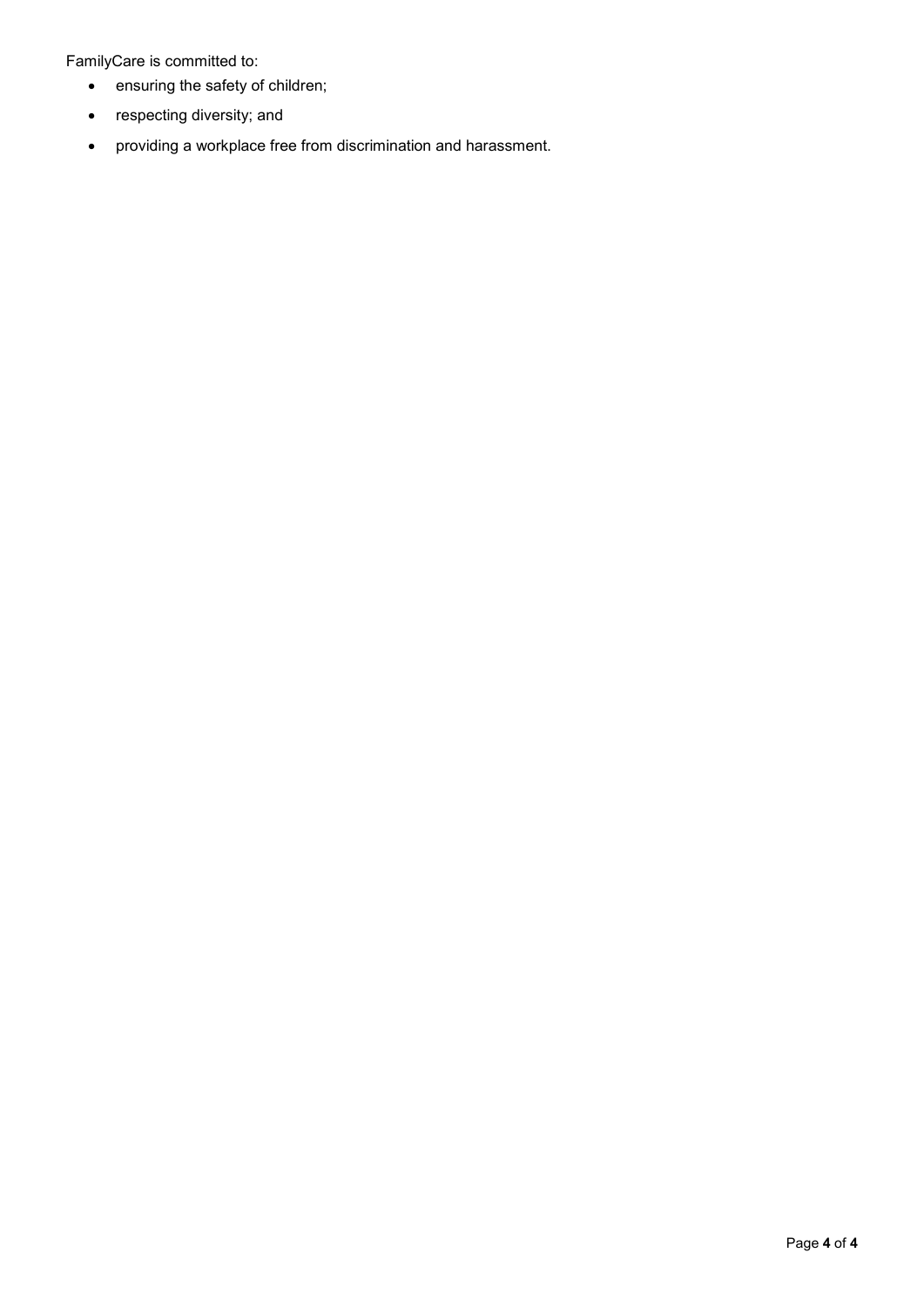FamilyCare is committed to:

- ensuring the safety of children;
- respecting diversity; and
- providing a workplace free from discrimination and harassment.